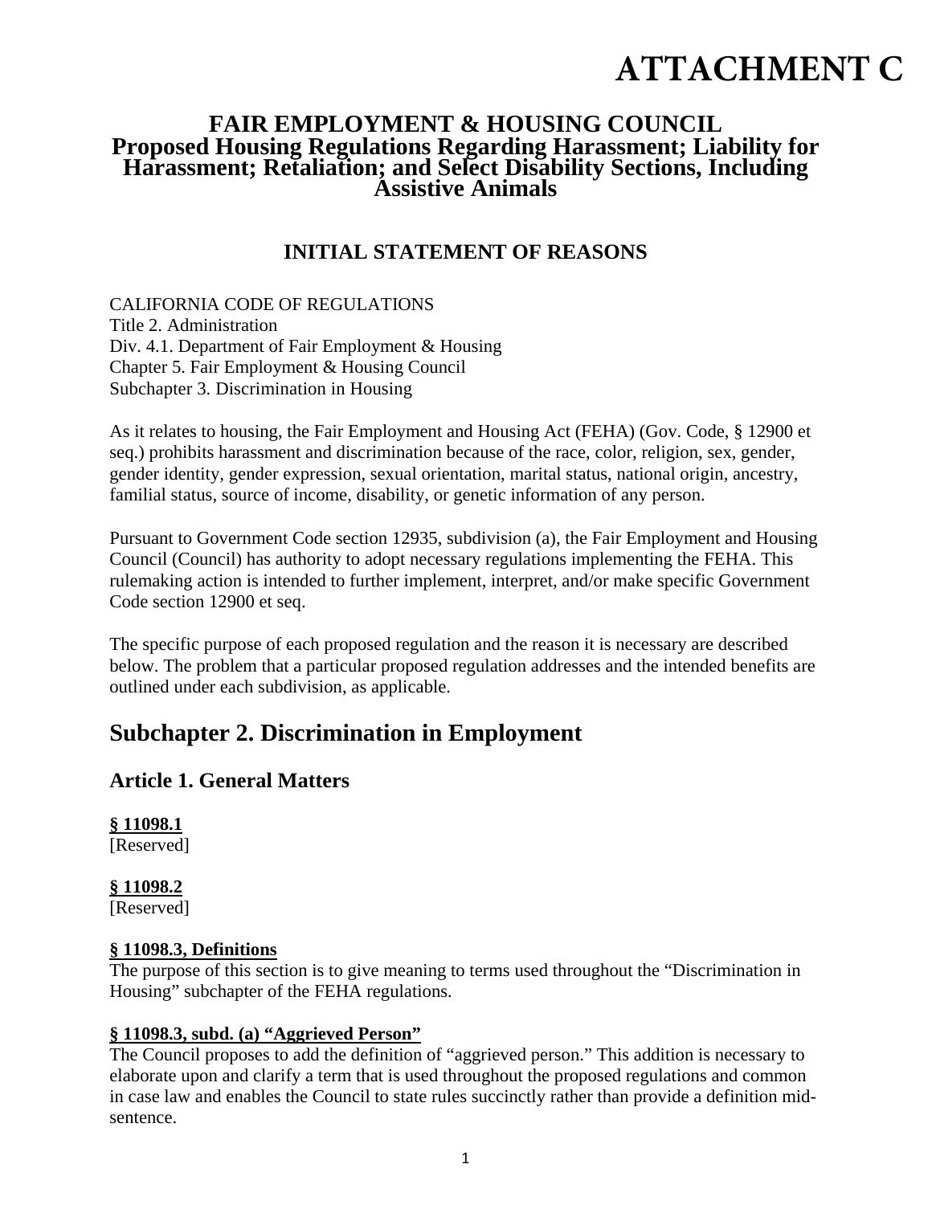# ATTACHMENT C

## FAIR EMPLOYMENT & HOUSING COUNCIL
## Proposed Housing Regulations Regarding Harassment; Liability for Harassment; Retaliation; and Select Disability Sections, Including Assistive Animals

### INITIAL STATEMENT OF REASONS

CALIFORNIA CODE OF REGULATIONS
Title 2. Administration
Div. 4.1. Department of Fair Employment & Housing
Chapter 5. Fair Employment & Housing Council
Subchapter 3. Discrimination in Housing

As it relates to housing, the Fair Employment and Housing Act (FEHA) (Gov. Code, § 12900 et seq.) prohibits harassment and discrimination because of the race, color, religion, sex, gender, gender identity, gender expression, sexual orientation, marital status, national origin, ancestry, familial status, source of income, disability, or genetic information of any person.

Pursuant to Government Code section 12935, subdivision (a), the Fair Employment and Housing Council (Council) has authority to adopt necessary regulations implementing the FEHA. This rulemaking action is intended to further implement, interpret, and/or make specific Government Code section 12900 et seq.

The specific purpose of each proposed regulation and the reason it is necessary are described below. The problem that a particular proposed regulation addresses and the intended benefits are outlined under each subdivision, as applicable.

## Subchapter 2. Discrimination in Employment

### Article 1. General Matters

**§ 11098.1**
[Reserved]

**§ 11098.2**
[Reserved]

**§ 11098.3, Definitions**
The purpose of this section is to give meaning to terms used throughout the "Discrimination in Housing" subchapter of the FEHA regulations.

**§ 11098.3, subd. (a) "Aggrieved Person"**
The Council proposes to add the definition of "aggrieved person." This addition is necessary to elaborate upon and clarify a term that is used throughout the proposed regulations and common in case law and enables the Council to state rules succinctly rather than provide a definition mid-sentence.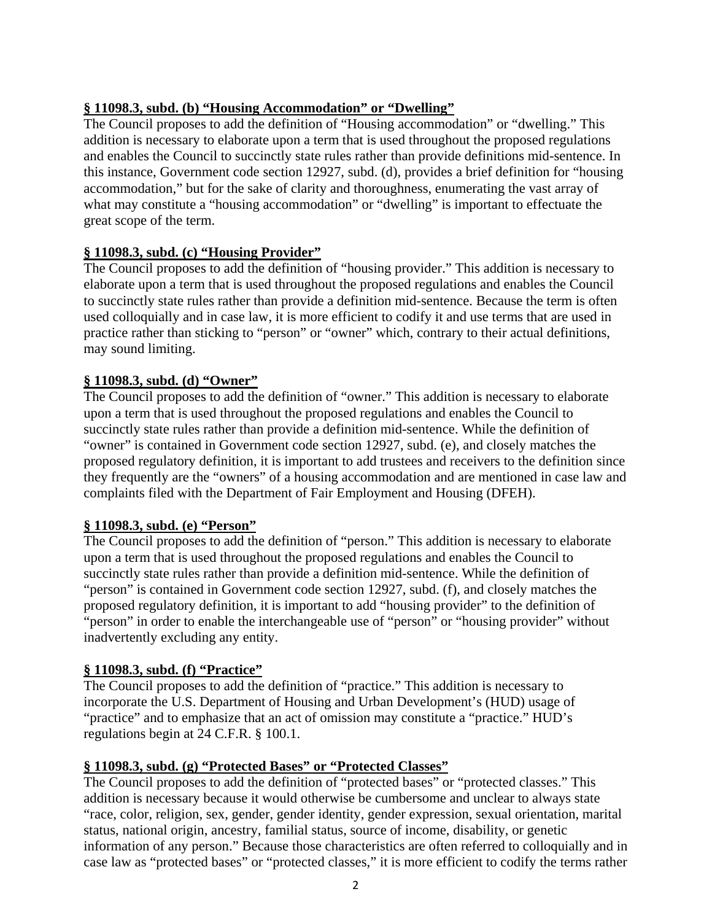**§ 11098.3, subd. (b) "Housing Accommodation" or "Dwelling"**

The Council proposes to add the definition of "Housing accommodation" or "dwelling." This addition is necessary to elaborate upon a term that is used throughout the proposed regulations and enables the Council to succinctly state rules rather than provide definitions mid-sentence. In this instance, Government code section 12927, subd. (d), provides a brief definition for "housing accommodation," but for the sake of clarity and thoroughness, enumerating the vast array of what may constitute a "housing accommodation" or "dwelling" is important to effectuate the great scope of the term.

**§ 11098.3, subd. (c) "Housing Provider"**

The Council proposes to add the definition of "housing provider." This addition is necessary to elaborate upon a term that is used throughout the proposed regulations and enables the Council to succinctly state rules rather than provide a definition mid-sentence. Because the term is often used colloquially and in case law, it is more efficient to codify it and use terms that are used in practice rather than sticking to "person" or "owner" which, contrary to their actual definitions, may sound limiting.

**§ 11098.3, subd. (d) "Owner"**

The Council proposes to add the definition of "owner." This addition is necessary to elaborate upon a term that is used throughout the proposed regulations and enables the Council to succinctly state rules rather than provide a definition mid-sentence. While the definition of "owner" is contained in Government code section 12927, subd. (e), and closely matches the proposed regulatory definition, it is important to add trustees and receivers to the definition since they frequently are the "owners" of a housing accommodation and are mentioned in case law and complaints filed with the Department of Fair Employment and Housing (DFEH).

**§ 11098.3, subd. (e) "Person"**

The Council proposes to add the definition of "person." This addition is necessary to elaborate upon a term that is used throughout the proposed regulations and enables the Council to succinctly state rules rather than provide a definition mid-sentence. While the definition of "person" is contained in Government code section 12927, subd. (f), and closely matches the proposed regulatory definition, it is important to add "housing provider" to the definition of "person" in order to enable the interchangeable use of "person" or "housing provider" without inadvertently excluding any entity.

**§ 11098.3, subd. (f) "Practice"**

The Council proposes to add the definition of "practice." This addition is necessary to incorporate the U.S. Department of Housing and Urban Development's (HUD) usage of "practice" and to emphasize that an act of omission may constitute a "practice." HUD's regulations begin at 24 C.F.R. § 100.1.

**§ 11098.3, subd. (g) "Protected Bases" or "Protected Classes"**

The Council proposes to add the definition of "protected bases" or "protected classes." This addition is necessary because it would otherwise be cumbersome and unclear to always state "race, color, religion, sex, gender, gender identity, gender expression, sexual orientation, marital status, national origin, ancestry, familial status, source of income, disability, or genetic information of any person." Because those characteristics are often referred to colloquially and in case law as "protected bases" or "protected classes," it is more efficient to codify the terms rather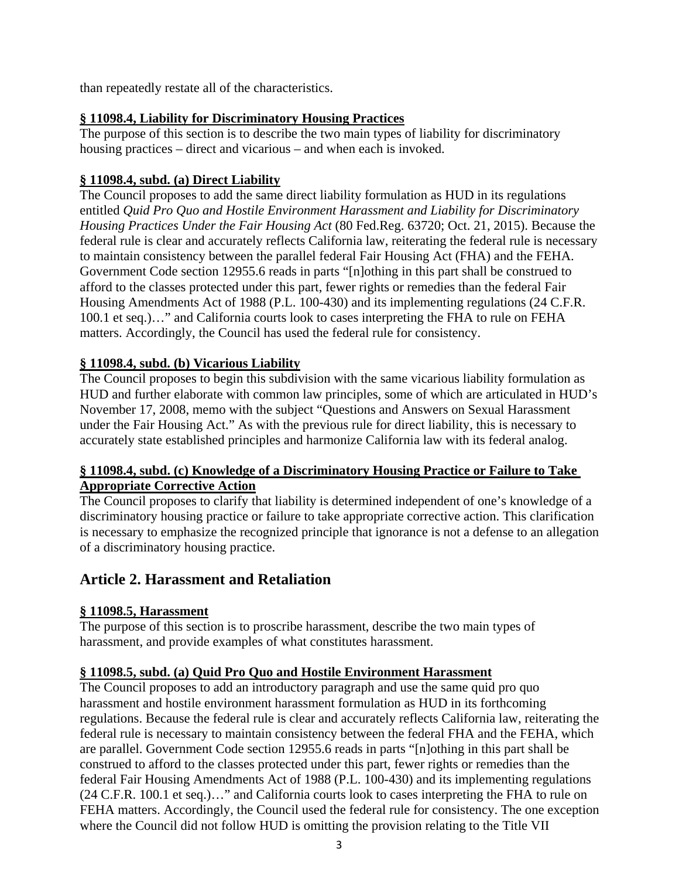than repeatedly restate all of the characteristics.

**§ 11098.4, Liability for Discriminatory Housing Practices**

The purpose of this section is to describe the two main types of liability for discriminatory housing practices – direct and vicarious – and when each is invoked.

**§ 11098.4, subd. (a) Direct Liability**

The Council proposes to add the same direct liability formulation as HUD in its regulations entitled *Quid Pro Quo and Hostile Environment Harassment and Liability for Discriminatory Housing Practices Under the Fair Housing Act* (80 Fed.Reg. 63720; Oct. 21, 2015). Because the federal rule is clear and accurately reflects California law, reiterating the federal rule is necessary to maintain consistency between the parallel federal Fair Housing Act (FHA) and the FEHA. Government Code section 12955.6 reads in parts "[n]othing in this part shall be construed to afford to the classes protected under this part, fewer rights or remedies than the federal Fair Housing Amendments Act of 1988 (P.L. 100-430) and its implementing regulations (24 C.F.R. 100.1 et seq.)…" and California courts look to cases interpreting the FHA to rule on FEHA matters. Accordingly, the Council has used the federal rule for consistency.

**§ 11098.4, subd. (b) Vicarious Liability**

The Council proposes to begin this subdivision with the same vicarious liability formulation as HUD and further elaborate with common law principles, some of which are articulated in HUD's November 17, 2008, memo with the subject "Questions and Answers on Sexual Harassment under the Fair Housing Act." As with the previous rule for direct liability, this is necessary to accurately state established principles and harmonize California law with its federal analog.

**§ 11098.4, subd. (c) Knowledge of a Discriminatory Housing Practice or Failure to Take Appropriate Corrective Action**

The Council proposes to clarify that liability is determined independent of one's knowledge of a discriminatory housing practice or failure to take appropriate corrective action. This clarification is necessary to emphasize the recognized principle that ignorance is not a defense to an allegation of a discriminatory housing practice.

## Article 2. Harassment and Retaliation

**§ 11098.5, Harassment**

The purpose of this section is to proscribe harassment, describe the two main types of harassment, and provide examples of what constitutes harassment.

**§ 11098.5, subd. (a) Quid Pro Quo and Hostile Environment Harassment**

The Council proposes to add an introductory paragraph and use the same quid pro quo harassment and hostile environment harassment formulation as HUD in its forthcoming regulations. Because the federal rule is clear and accurately reflects California law, reiterating the federal rule is necessary to maintain consistency between the federal FHA and the FEHA, which are parallel. Government Code section 12955.6 reads in parts "[n]othing in this part shall be construed to afford to the classes protected under this part, fewer rights or remedies than the federal Fair Housing Amendments Act of 1988 (P.L. 100-430) and its implementing regulations (24 C.F.R. 100.1 et seq.)…" and California courts look to cases interpreting the FHA to rule on FEHA matters. Accordingly, the Council used the federal rule for consistency. The one exception where the Council did not follow HUD is omitting the provision relating to the Title VII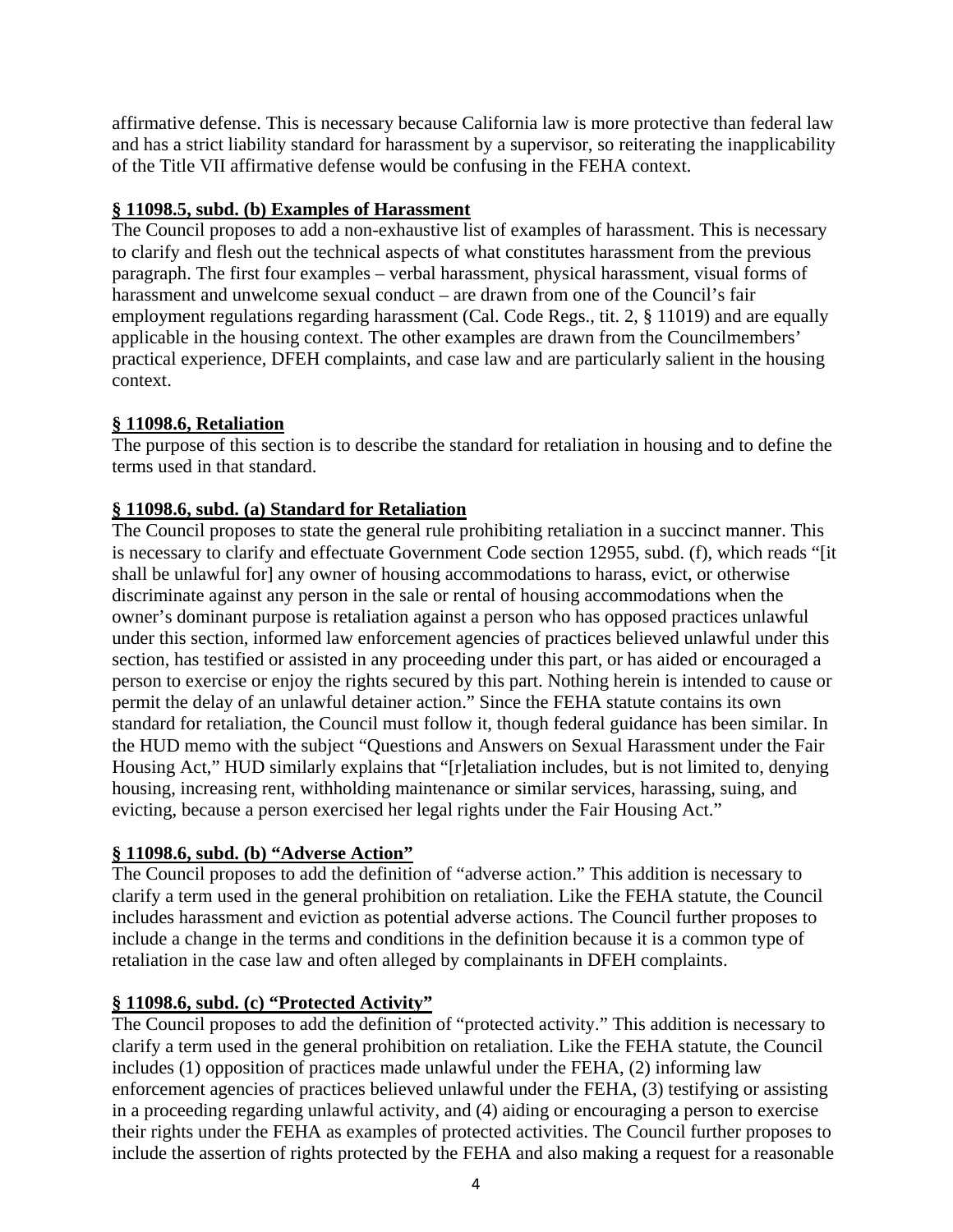affirmative defense. This is necessary because California law is more protective than federal law and has a strict liability standard for harassment by a supervisor, so reiterating the inapplicability of the Title VII affirmative defense would be confusing in the FEHA context.

**§ 11098.5, subd. (b) Examples of Harassment**

The Council proposes to add a non-exhaustive list of examples of harassment. This is necessary to clarify and flesh out the technical aspects of what constitutes harassment from the previous paragraph. The first four examples – verbal harassment, physical harassment, visual forms of harassment and unwelcome sexual conduct – are drawn from one of the Council's fair employment regulations regarding harassment (Cal. Code Regs., tit. 2, § 11019) and are equally applicable in the housing context. The other examples are drawn from the Councilmembers' practical experience, DFEH complaints, and case law and are particularly salient in the housing context.

**§ 11098.6, Retaliation**

The purpose of this section is to describe the standard for retaliation in housing and to define the terms used in that standard.

**§ 11098.6, subd. (a) Standard for Retaliation**

The Council proposes to state the general rule prohibiting retaliation in a succinct manner. This is necessary to clarify and effectuate Government Code section 12955, subd. (f), which reads "[it shall be unlawful for] any owner of housing accommodations to harass, evict, or otherwise discriminate against any person in the sale or rental of housing accommodations when the owner's dominant purpose is retaliation against a person who has opposed practices unlawful under this section, informed law enforcement agencies of practices believed unlawful under this section, has testified or assisted in any proceeding under this part, or has aided or encouraged a person to exercise or enjoy the rights secured by this part. Nothing herein is intended to cause or permit the delay of an unlawful detainer action." Since the FEHA statute contains its own standard for retaliation, the Council must follow it, though federal guidance has been similar. In the HUD memo with the subject "Questions and Answers on Sexual Harassment under the Fair Housing Act," HUD similarly explains that "[r]etaliation includes, but is not limited to, denying housing, increasing rent, withholding maintenance or similar services, harassing, suing, and evicting, because a person exercised her legal rights under the Fair Housing Act."

**§ 11098.6, subd. (b) "Adverse Action"**

The Council proposes to add the definition of "adverse action." This addition is necessary to clarify a term used in the general prohibition on retaliation. Like the FEHA statute, the Council includes harassment and eviction as potential adverse actions. The Council further proposes to include a change in the terms and conditions in the definition because it is a common type of retaliation in the case law and often alleged by complainants in DFEH complaints.

**§ 11098.6, subd. (c) "Protected Activity"**

The Council proposes to add the definition of "protected activity." This addition is necessary to clarify a term used in the general prohibition on retaliation. Like the FEHA statute, the Council includes (1) opposition of practices made unlawful under the FEHA, (2) informing law enforcement agencies of practices believed unlawful under the FEHA, (3) testifying or assisting in a proceeding regarding unlawful activity, and (4) aiding or encouraging a person to exercise their rights under the FEHA as examples of protected activities. The Council further proposes to include the assertion of rights protected by the FEHA and also making a request for a reasonable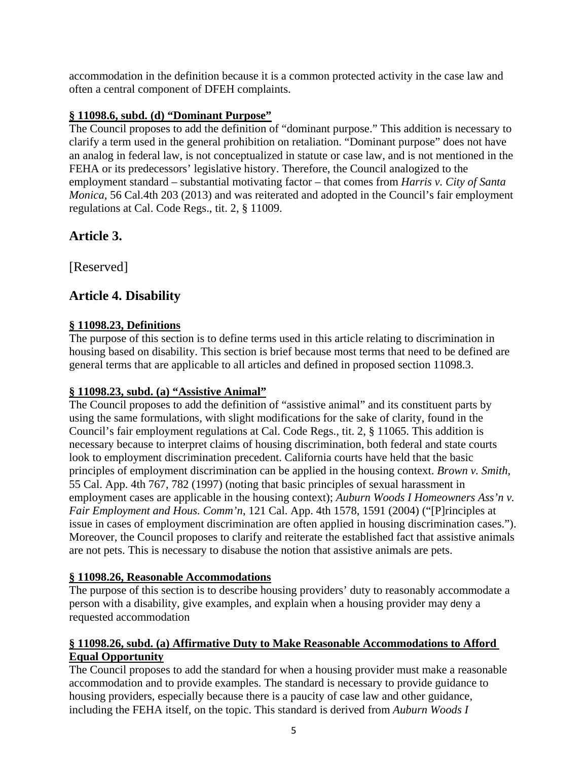accommodation in the definition because it is a common protected activity in the case law and often a central component of DFEH complaints.

**§ 11098.6, subd. (d) "Dominant Purpose"**

The Council proposes to add the definition of "dominant purpose." This addition is necessary to clarify a term used in the general prohibition on retaliation. "Dominant purpose" does not have an analog in federal law, is not conceptualized in statute or case law, and is not mentioned in the FEHA or its predecessors' legislative history. Therefore, the Council analogized to the employment standard – substantial motivating factor – that comes from *Harris v. City of Santa Monica*, 56 Cal.4th 203 (2013) and was reiterated and adopted in the Council's fair employment regulations at Cal. Code Regs., tit. 2, § 11009.

## Article 3.

[Reserved]

## Article 4. Disability

**§ 11098.23, Definitions**

The purpose of this section is to define terms used in this article relating to discrimination in housing based on disability. This section is brief because most terms that need to be defined are general terms that are applicable to all articles and defined in proposed section 11098.3.

**§ 11098.23, subd. (a) "Assistive Animal"**

The Council proposes to add the definition of "assistive animal" and its constituent parts by using the same formulations, with slight modifications for the sake of clarity, found in the Council's fair employment regulations at Cal. Code Regs., tit. 2, § 11065. This addition is necessary because to interpret claims of housing discrimination, both federal and state courts look to employment discrimination precedent. California courts have held that the basic principles of employment discrimination can be applied in the housing context. *Brown v. Smith*, 55 Cal. App. 4th 767, 782 (1997) (noting that basic principles of sexual harassment in employment cases are applicable in the housing context); *Auburn Woods I Homeowners Ass'n v. Fair Employment and Hous. Comm'n*, 121 Cal. App. 4th 1578, 1591 (2004) ("[P]rinciples at issue in cases of employment discrimination are often applied in housing discrimination cases."). Moreover, the Council proposes to clarify and reiterate the established fact that assistive animals are not pets. This is necessary to disabuse the notion that assistive animals are pets.

**§ 11098.26, Reasonable Accommodations**

The purpose of this section is to describe housing providers' duty to reasonably accommodate a person with a disability, give examples, and explain when a housing provider may deny a requested accommodation

**§ 11098.26, subd. (a) Affirmative Duty to Make Reasonable Accommodations to Afford Equal Opportunity**

The Council proposes to add the standard for when a housing provider must make a reasonable accommodation and to provide examples. The standard is necessary to provide guidance to housing providers, especially because there is a paucity of case law and other guidance, including the FEHA itself, on the topic. This standard is derived from *Auburn Woods I*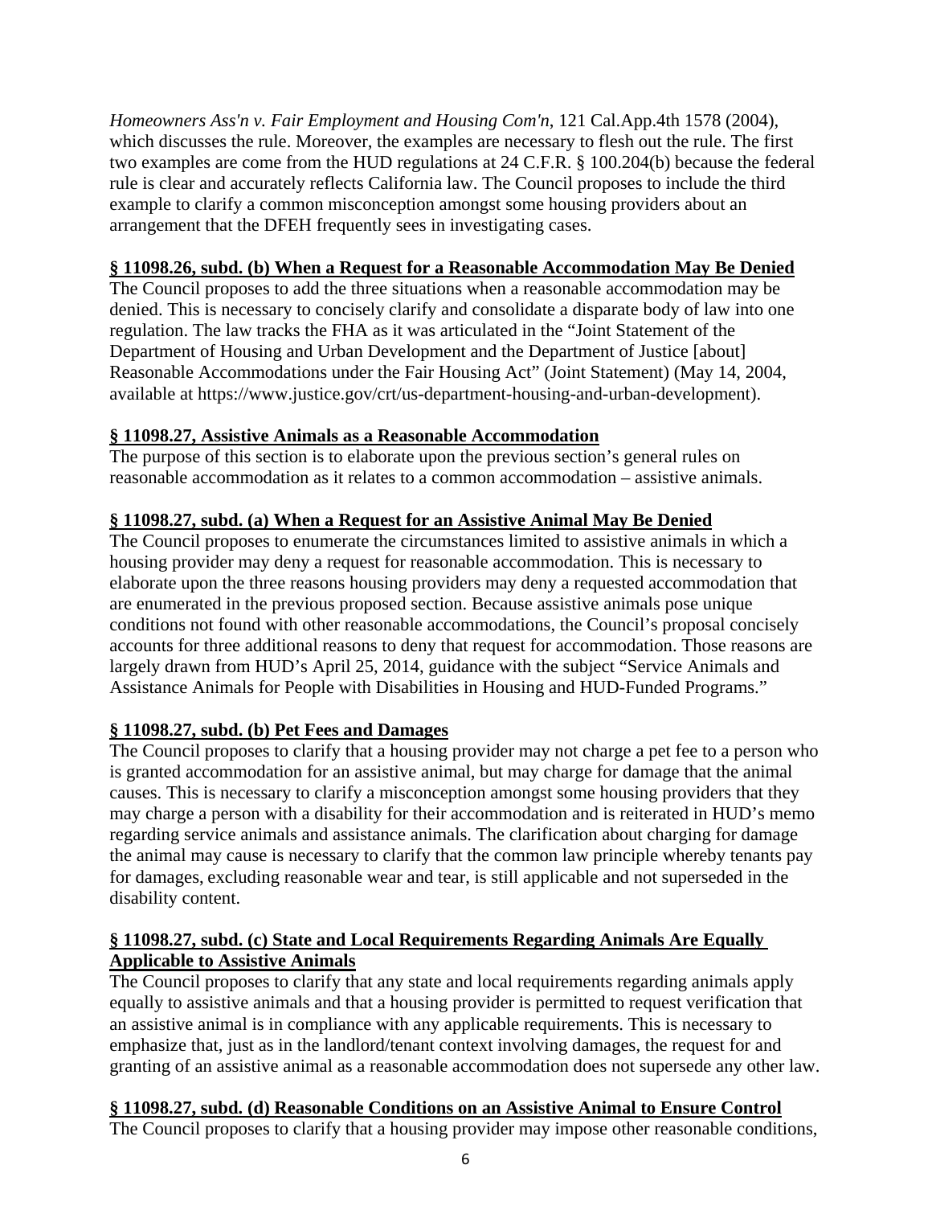*Homeowners Ass'n v. Fair Employment and Housing Com'n*, 121 Cal.App.4th 1578 (2004), which discusses the rule. Moreover, the examples are necessary to flesh out the rule. The first two examples are come from the HUD regulations at 24 C.F.R. § 100.204(b) because the federal rule is clear and accurately reflects California law. The Council proposes to include the third example to clarify a common misconception amongst some housing providers about an arrangement that the DFEH frequently sees in investigating cases.

**§ 11098.26, subd. (b) When a Request for a Reasonable Accommodation May Be Denied**

The Council proposes to add the three situations when a reasonable accommodation may be denied. This is necessary to concisely clarify and consolidate a disparate body of law into one regulation. The law tracks the FHA as it was articulated in the "Joint Statement of the Department of Housing and Urban Development and the Department of Justice [about] Reasonable Accommodations under the Fair Housing Act" (Joint Statement) (May 14, 2004, available at https://www.justice.gov/crt/us-department-housing-and-urban-development).

**§ 11098.27, Assistive Animals as a Reasonable Accommodation**

The purpose of this section is to elaborate upon the previous section's general rules on reasonable accommodation as it relates to a common accommodation – assistive animals.

**§ 11098.27, subd. (a) When a Request for an Assistive Animal May Be Denied**

The Council proposes to enumerate the circumstances limited to assistive animals in which a housing provider may deny a request for reasonable accommodation. This is necessary to elaborate upon the three reasons housing providers may deny a requested accommodation that are enumerated in the previous proposed section. Because assistive animals pose unique conditions not found with other reasonable accommodations, the Council's proposal concisely accounts for three additional reasons to deny that request for accommodation. Those reasons are largely drawn from HUD's April 25, 2014, guidance with the subject "Service Animals and Assistance Animals for People with Disabilities in Housing and HUD-Funded Programs."

**§ 11098.27, subd. (b) Pet Fees and Damages**

The Council proposes to clarify that a housing provider may not charge a pet fee to a person who is granted accommodation for an assistive animal, but may charge for damage that the animal causes. This is necessary to clarify a misconception amongst some housing providers that they may charge a person with a disability for their accommodation and is reiterated in HUD's memo regarding service animals and assistance animals. The clarification about charging for damage the animal may cause is necessary to clarify that the common law principle whereby tenants pay for damages, excluding reasonable wear and tear, is still applicable and not superseded in the disability content.

**§ 11098.27, subd. (c) State and Local Requirements Regarding Animals Are Equally Applicable to Assistive Animals**

The Council proposes to clarify that any state and local requirements regarding animals apply equally to assistive animals and that a housing provider is permitted to request verification that an assistive animal is in compliance with any applicable requirements. This is necessary to emphasize that, just as in the landlord/tenant context involving damages, the request for and granting of an assistive animal as a reasonable accommodation does not supersede any other law.

**§ 11098.27, subd. (d) Reasonable Conditions on an Assistive Animal to Ensure Control**

The Council proposes to clarify that a housing provider may impose other reasonable conditions,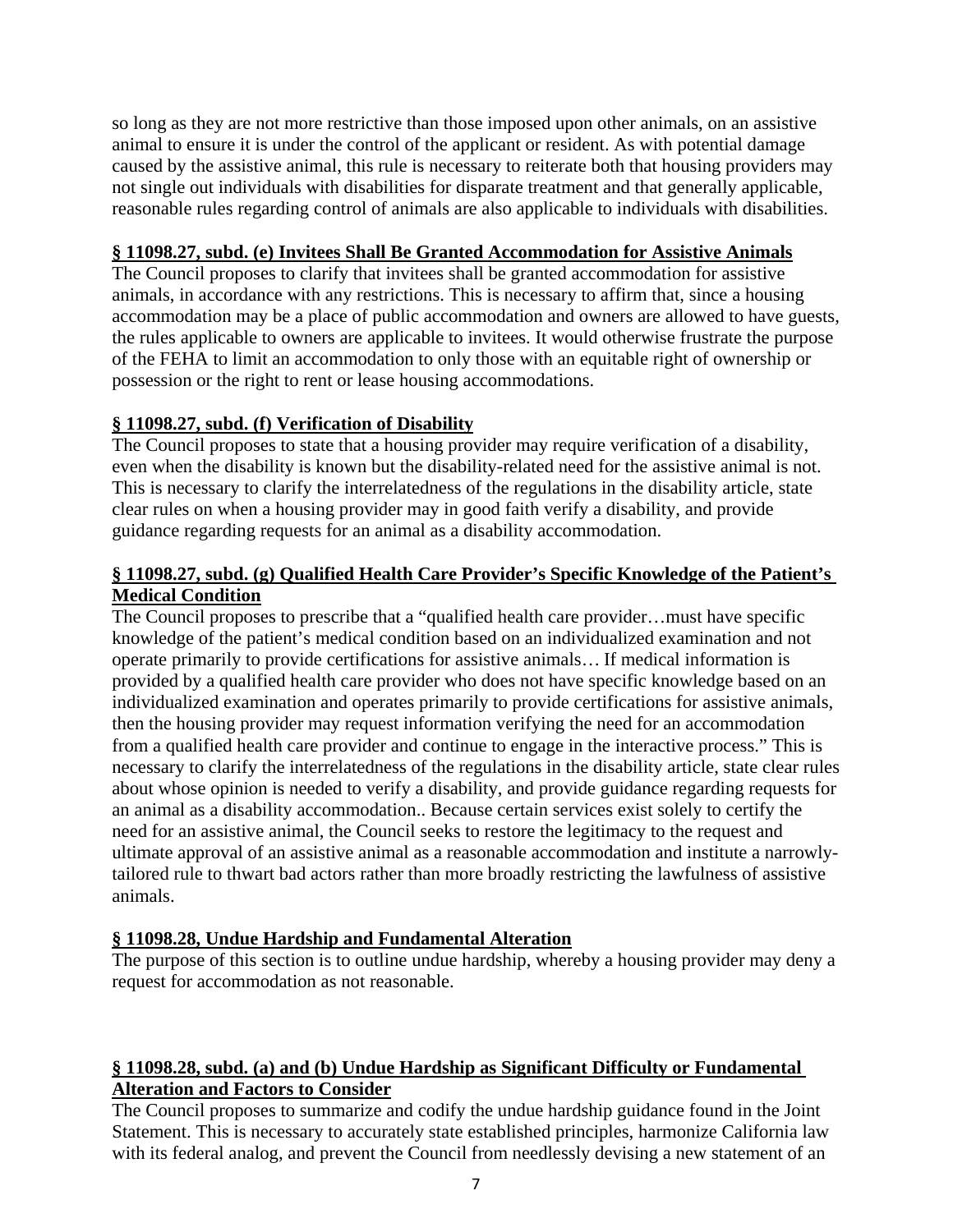so long as they are not more restrictive than those imposed upon other animals, on an assistive animal to ensure it is under the control of the applicant or resident. As with potential damage caused by the assistive animal, this rule is necessary to reiterate both that housing providers may not single out individuals with disabilities for disparate treatment and that generally applicable, reasonable rules regarding control of animals are also applicable to individuals with disabilities.

**§ 11098.27, subd. (e) Invitees Shall Be Granted Accommodation for Assistive Animals**

The Council proposes to clarify that invitees shall be granted accommodation for assistive animals, in accordance with any restrictions. This is necessary to affirm that, since a housing accommodation may be a place of public accommodation and owners are allowed to have guests, the rules applicable to owners are applicable to invitees. It would otherwise frustrate the purpose of the FEHA to limit an accommodation to only those with an equitable right of ownership or possession or the right to rent or lease housing accommodations.

**§ 11098.27, subd. (f) Verification of Disability**

The Council proposes to state that a housing provider may require verification of a disability, even when the disability is known but the disability-related need for the assistive animal is not. This is necessary to clarify the interrelatedness of the regulations in the disability article, state clear rules on when a housing provider may in good faith verify a disability, and provide guidance regarding requests for an animal as a disability accommodation.

**§ 11098.27, subd. (g) Qualified Health Care Provider's Specific Knowledge of the Patient's Medical Condition**

The Council proposes to prescribe that a "qualified health care provider…must have specific knowledge of the patient's medical condition based on an individualized examination and not operate primarily to provide certifications for assistive animals… If medical information is provided by a qualified health care provider who does not have specific knowledge based on an individualized examination and operates primarily to provide certifications for assistive animals, then the housing provider may request information verifying the need for an accommodation from a qualified health care provider and continue to engage in the interactive process." This is necessary to clarify the interrelatedness of the regulations in the disability article, state clear rules about whose opinion is needed to verify a disability, and provide guidance regarding requests for an animal as a disability accommodation.. Because certain services exist solely to certify the need for an assistive animal, the Council seeks to restore the legitimacy to the request and ultimate approval of an assistive animal as a reasonable accommodation and institute a narrowly-tailored rule to thwart bad actors rather than more broadly restricting the lawfulness of assistive animals.

**§ 11098.28, Undue Hardship and Fundamental Alteration**

The purpose of this section is to outline undue hardship, whereby a housing provider may deny a request for accommodation as not reasonable.

**§ 11098.28, subd. (a) and (b) Undue Hardship as Significant Difficulty or Fundamental Alteration and Factors to Consider**

The Council proposes to summarize and codify the undue hardship guidance found in the Joint Statement. This is necessary to accurately state established principles, harmonize California law with its federal analog, and prevent the Council from needlessly devising a new statement of an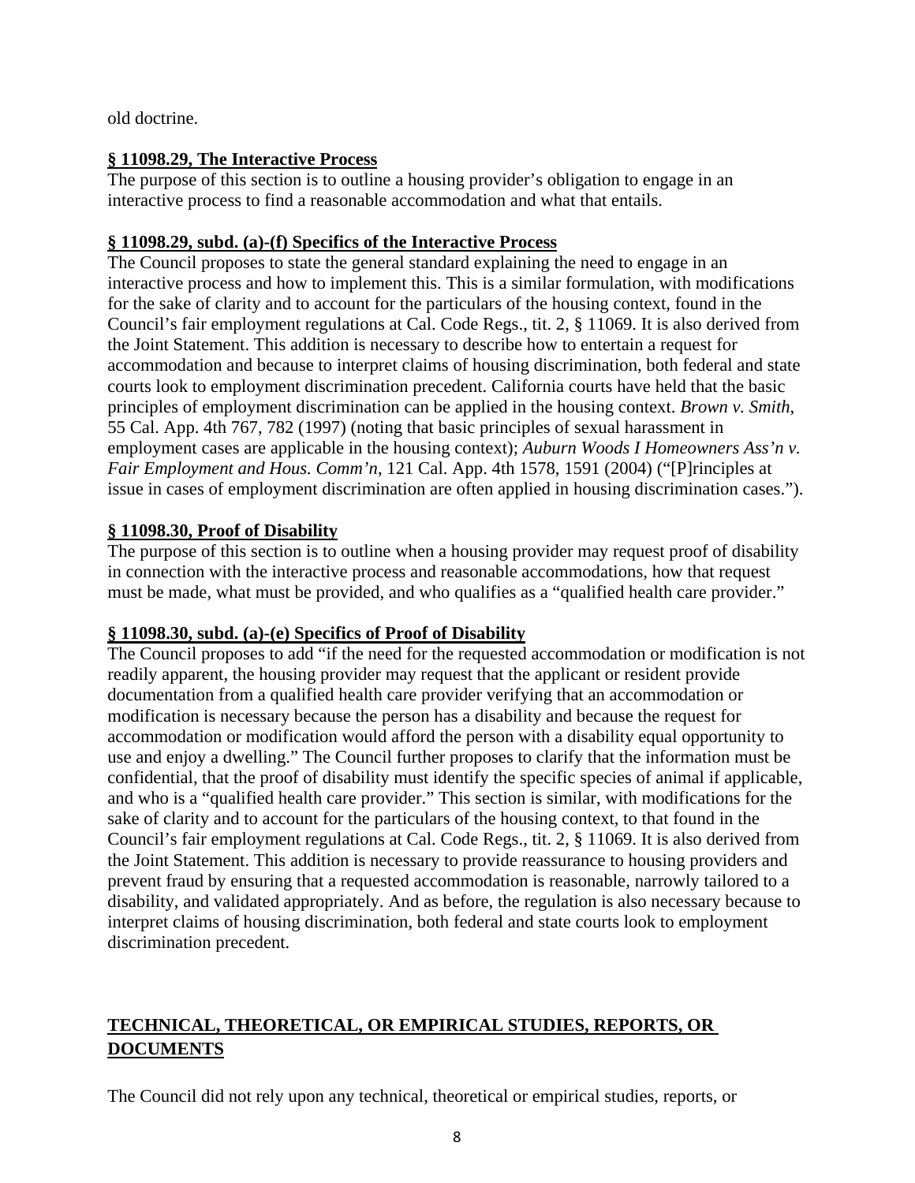old doctrine.

**§ 11098.29, The Interactive Process**

The purpose of this section is to outline a housing provider's obligation to engage in an interactive process to find a reasonable accommodation and what that entails.

**§ 11098.29, subd. (a)-(f) Specifics of the Interactive Process**

The Council proposes to state the general standard explaining the need to engage in an interactive process and how to implement this. This is a similar formulation, with modifications for the sake of clarity and to account for the particulars of the housing context, found in the Council's fair employment regulations at Cal. Code Regs., tit. 2, § 11069. It is also derived from the Joint Statement. This addition is necessary to describe how to entertain a request for accommodation and because to interpret claims of housing discrimination, both federal and state courts look to employment discrimination precedent. California courts have held that the basic principles of employment discrimination can be applied in the housing context. *Brown v. Smith*, 55 Cal. App. 4th 767, 782 (1997) (noting that basic principles of sexual harassment in employment cases are applicable in the housing context); *Auburn Woods I Homeowners Ass'n v. Fair Employment and Hous. Comm'n*, 121 Cal. App. 4th 1578, 1591 (2004) ("[P]rinciples at issue in cases of employment discrimination are often applied in housing discrimination cases.").

**§ 11098.30, Proof of Disability**

The purpose of this section is to outline when a housing provider may request proof of disability in connection with the interactive process and reasonable accommodations, how that request must be made, what must be provided, and who qualifies as a "qualified health care provider."

**§ 11098.30, subd. (a)-(e) Specifics of Proof of Disability**

The Council proposes to add "if the need for the requested accommodation or modification is not readily apparent, the housing provider may request that the applicant or resident provide documentation from a qualified health care provider verifying that an accommodation or modification is necessary because the person has a disability and because the request for accommodation or modification would afford the person with a disability equal opportunity to use and enjoy a dwelling." The Council further proposes to clarify that the information must be confidential, that the proof of disability must identify the specific species of animal if applicable, and who is a "qualified health care provider." This section is similar, with modifications for the sake of clarity and to account for the particulars of the housing context, to that found in the Council's fair employment regulations at Cal. Code Regs., tit. 2, § 11069. It is also derived from the Joint Statement. This addition is necessary to provide reassurance to housing providers and prevent fraud by ensuring that a requested accommodation is reasonable, narrowly tailored to a disability, and validated appropriately. And as before, the regulation is also necessary because to interpret claims of housing discrimination, both federal and state courts look to employment discrimination precedent.

## TECHNICAL, THEORETICAL, OR EMPIRICAL STUDIES, REPORTS, OR DOCUMENTS

The Council did not rely upon any technical, theoretical or empirical studies, reports, or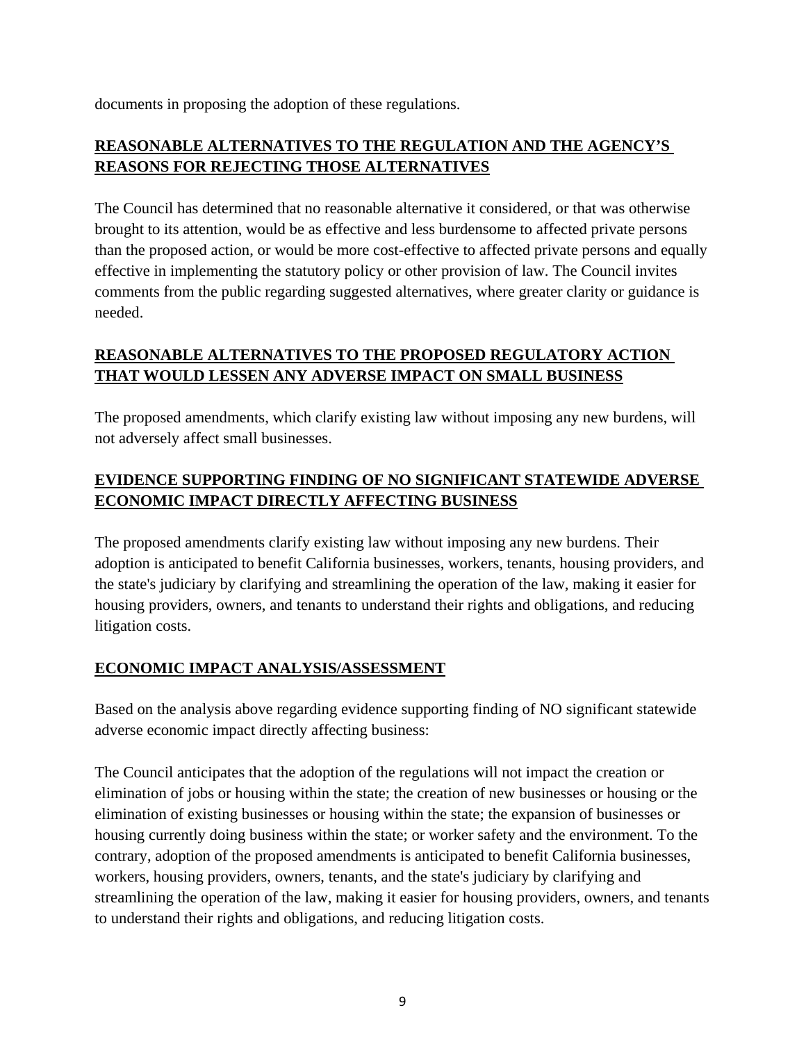documents in proposing the adoption of these regulations.

## **REASONABLE ALTERNATIVES TO THE REGULATION AND THE AGENCY'S REASONS FOR REJECTING THOSE ALTERNATIVES**

The Council has determined that no reasonable alternative it considered, or that was otherwise brought to its attention, would be as effective and less burdensome to affected private persons than the proposed action, or would be more cost-effective to affected private persons and equally effective in implementing the statutory policy or other provision of law. The Council invites comments from the public regarding suggested alternatives, where greater clarity or guidance is needed.

## **REASONABLE ALTERNATIVES TO THE PROPOSED REGULATORY ACTION THAT WOULD LESSEN ANY ADVERSE IMPACT ON SMALL BUSINESS**

The proposed amendments, which clarify existing law without imposing any new burdens, will not adversely affect small businesses.

## **EVIDENCE SUPPORTING FINDING OF NO SIGNIFICANT STATEWIDE ADVERSE ECONOMIC IMPACT DIRECTLY AFFECTING BUSINESS**

The proposed amendments clarify existing law without imposing any new burdens. Their adoption is anticipated to benefit California businesses, workers, tenants, housing providers, and the state's judiciary by clarifying and streamlining the operation of the law, making it easier for housing providers, owners, and tenants to understand their rights and obligations, and reducing litigation costs.

## **ECONOMIC IMPACT ANALYSIS/ASSESSMENT**

Based on the analysis above regarding evidence supporting finding of NO significant statewide adverse economic impact directly affecting business:

The Council anticipates that the adoption of the regulations will not impact the creation or elimination of jobs or housing within the state; the creation of new businesses or housing or the elimination of existing businesses or housing within the state; the expansion of businesses or housing currently doing business within the state; or worker safety and the environment. To the contrary, adoption of the proposed amendments is anticipated to benefit California businesses, workers, housing providers, owners, tenants, and the state's judiciary by clarifying and streamlining the operation of the law, making it easier for housing providers, owners, and tenants to understand their rights and obligations, and reducing litigation costs.